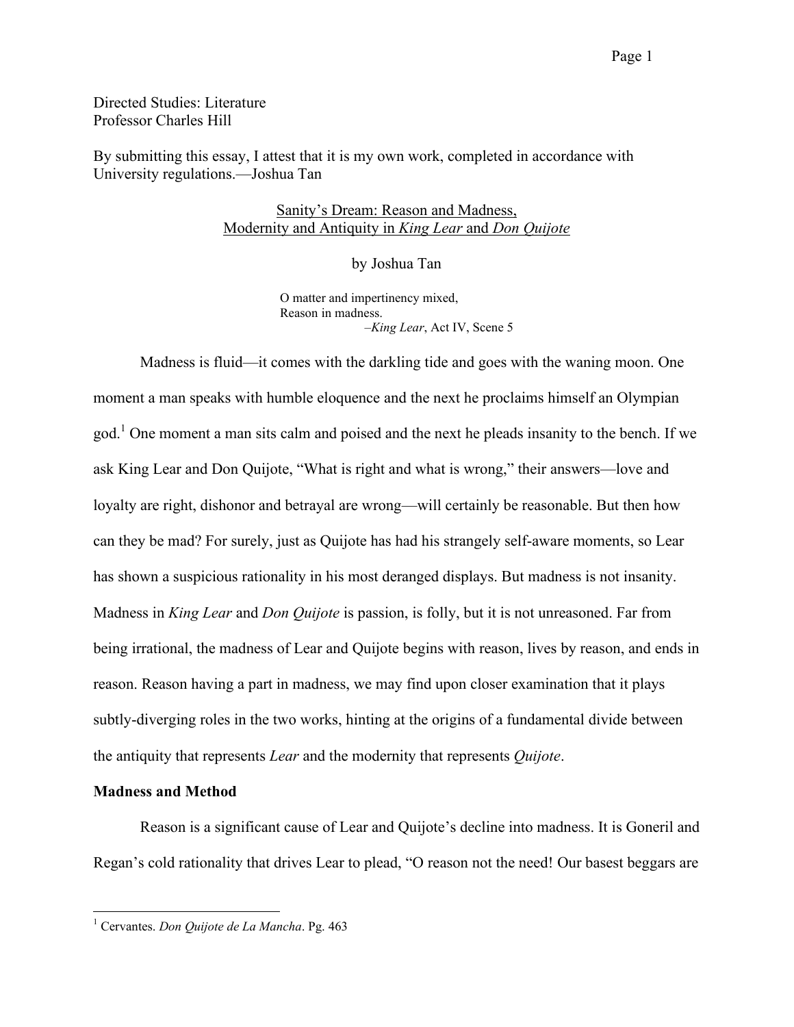Directed Studies: Literature
Professor Charles Hill

By submitting this essay, I attest that it is my own work, completed in accordance with University regulations.—Joshua Tan

# Sanity's Dream: Reason and Madness, Modernity and Antiquity in *King Lear* and *Don Quijote*

by Joshua Tan

> O matter and impertinency mixed,
> Reason in madness.
> –*King Lear*, Act IV, Scene 5

Madness is fluid—it comes with the darkling tide and goes with the waning moon. One moment a man speaks with humble eloquence and the next he proclaims himself an Olympian god.[1] One moment a man sits calm and poised and the next he pleads insanity to the bench. If we ask King Lear and Don Quijote, "What is right and what is wrong," their answers—love and loyalty are right, dishonor and betrayal are wrong—will certainly be reasonable. But then how can they be mad? For surely, just as Quijote has had his strangely self-aware moments, so Lear has shown a suspicious rationality in his most deranged displays. But madness is not insanity. Madness in *King Lear* and *Don Quijote* is passion, is folly, but it is not unreasoned. Far from being irrational, the madness of Lear and Quijote begins with reason, lives by reason, and ends in reason. Reason having a part in madness, we may find upon closer examination that it plays subtly-diverging roles in the two works, hinting at the origins of a fundamental divide between the antiquity that represents *Lear* and the modernity that represents *Quijote*.

**Madness and Method**

Reason is a significant cause of Lear and Quijote's decline into madness. It is Goneril and Regan's cold rationality that drives Lear to plead, "O reason not the need! Our basest beggars are

[1] Cervantes. *Don Quijote de La Mancha*. Pg. 463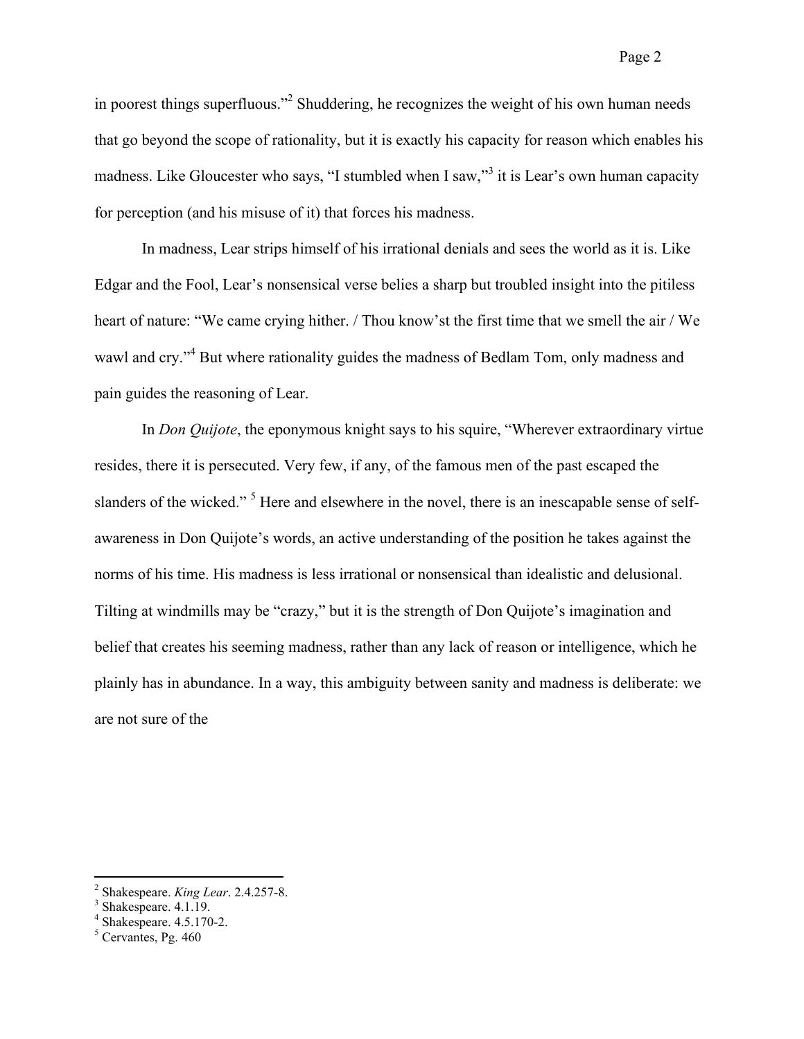in poorest things superfluous."[2] Shuddering, he recognizes the weight of his own human needs that go beyond the scope of rationality, but it is exactly his capacity for reason which enables his madness. Like Gloucester who says, "I stumbled when I saw,"[3] it is Lear's own human capacity for perception (and his misuse of it) that forces his madness.

In madness, Lear strips himself of his irrational denials and sees the world as it is. Like Edgar and the Fool, Lear's nonsensical verse belies a sharp but troubled insight into the pitiless heart of nature: "We came crying hither. / Thou know'st the first time that we smell the air / We wawl and cry."[4] But where rationality guides the madness of Bedlam Tom, only madness and pain guides the reasoning of Lear.

In *Don Quijote*, the eponymous knight says to his squire, "Wherever extraordinary virtue resides, there it is persecuted. Very few, if any, of the famous men of the past escaped the slanders of the wicked." [5] Here and elsewhere in the novel, there is an inescapable sense of self-awareness in Don Quijote's words, an active understanding of the position he takes against the norms of his time. His madness is less irrational or nonsensical than idealistic and delusional. Tilting at windmills may be "crazy," but it is the strength of Don Quijote's imagination and belief that creates his seeming madness, rather than any lack of reason or intelligence, which he plainly has in abundance. In a way, this ambiguity between sanity and madness is deliberate: we are not sure of the

---

[2] Shakespeare. *King Lear*. 2.4.257-8.
[3] Shakespeare. 4.1.19.
[4] Shakespeare. 4.5.170-2.
[5] Cervantes, Pg. 460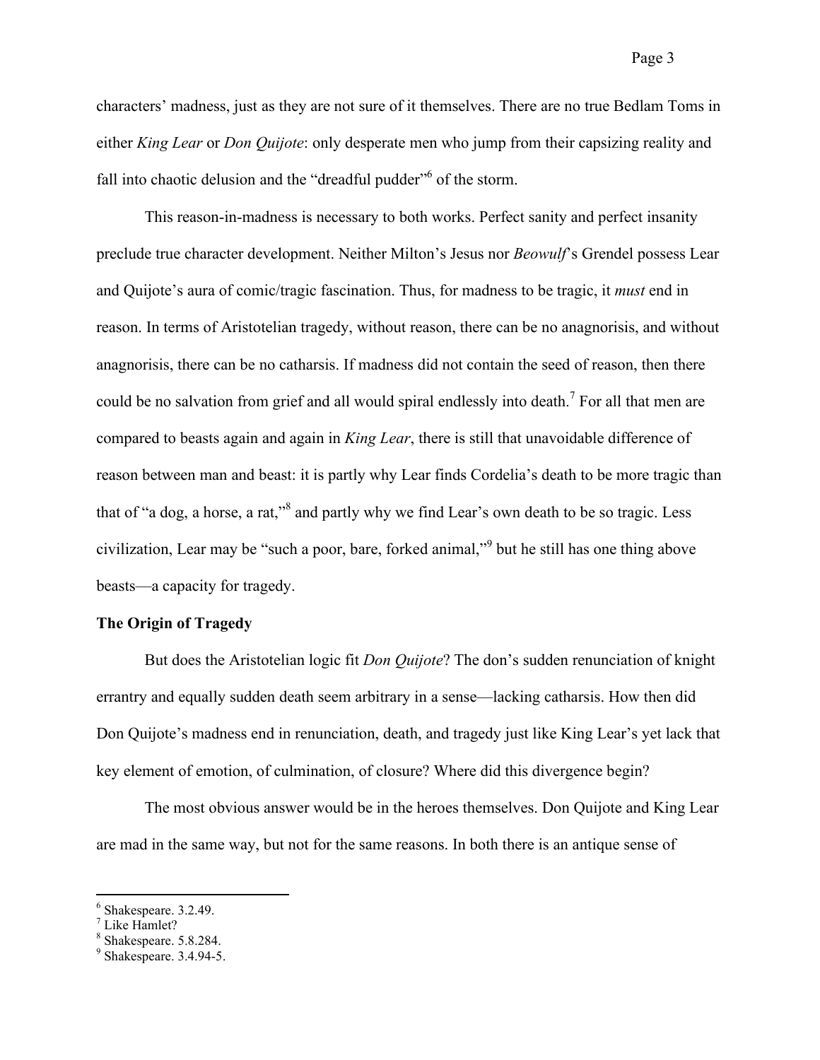characters' madness, just as they are not sure of it themselves. There are no true Bedlam Toms in either *King Lear* or *Don Quijote*: only desperate men who jump from their capsizing reality and fall into chaotic delusion and the "dreadful pudder"[6] of the storm.

This reason-in-madness is necessary to both works. Perfect sanity and perfect insanity preclude true character development. Neither Milton's Jesus nor *Beowulf*'s Grendel possess Lear and Quijote's aura of comic/tragic fascination. Thus, for madness to be tragic, it *must* end in reason. In terms of Aristotelian tragedy, without reason, there can be no anagnorisis, and without anagnorisis, there can be no catharsis. If madness did not contain the seed of reason, then there could be no salvation from grief and all would spiral endlessly into death.[7] For all that men are compared to beasts again and again in *King Lear*, there is still that unavoidable difference of reason between man and beast: it is partly why Lear finds Cordelia's death to be more tragic than that of "a dog, a horse, a rat,"[8] and partly why we find Lear's own death to be so tragic. Less civilization, Lear may be "such a poor, bare, forked animal,"[9] but he still has one thing above beasts—a capacity for tragedy.

**The Origin of Tragedy**

But does the Aristotelian logic fit *Don Quijote*? The don's sudden renunciation of knight errantry and equally sudden death seem arbitrary in a sense—lacking catharsis. How then did Don Quijote's madness end in renunciation, death, and tragedy just like King Lear's yet lack that key element of emotion, of culmination, of closure? Where did this divergence begin?

The most obvious answer would be in the heroes themselves. Don Quijote and King Lear are mad in the same way, but not for the same reasons. In both there is an antique sense of

---

[6] Shakespeare. 3.2.49.
[7] Like Hamlet?
[8] Shakespeare. 5.8.284.
[9] Shakespeare. 3.4.94-5.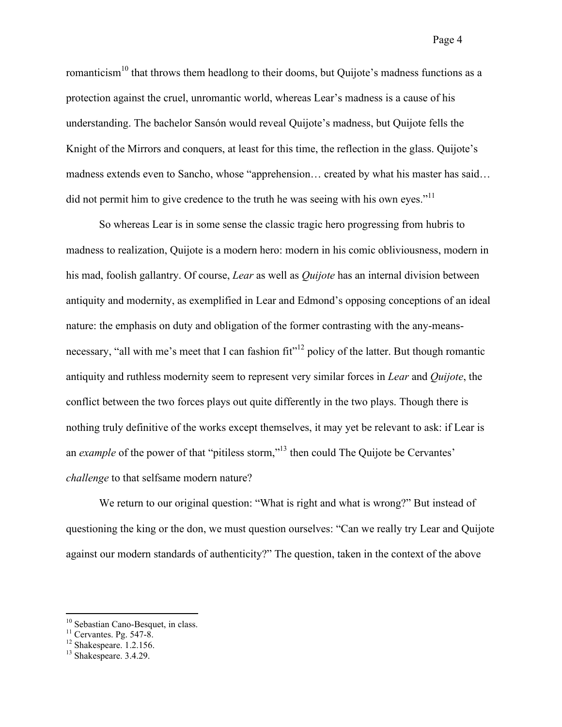romanticism[10] that throws them headlong to their dooms, but Quijote's madness functions as a protection against the cruel, unromantic world, whereas Lear's madness is a cause of his understanding. The bachelor Sansón would reveal Quijote's madness, but Quijote fells the Knight of the Mirrors and conquers, at least for this time, the reflection in the glass. Quijote's madness extends even to Sancho, whose "apprehension… created by what his master has said… did not permit him to give credence to the truth he was seeing with his own eyes."[11]

So whereas Lear is in some sense the classic tragic hero progressing from hubris to madness to realization, Quijote is a modern hero: modern in his comic obliviousness, modern in his mad, foolish gallantry. Of course, *Lear* as well as *Quijote* has an internal division between antiquity and modernity, as exemplified in Lear and Edmond's opposing conceptions of an ideal nature: the emphasis on duty and obligation of the former contrasting with the any-means-necessary, "all with me's meet that I can fashion fit"[12] policy of the latter. But though romantic antiquity and ruthless modernity seem to represent very similar forces in *Lear* and *Quijote*, the conflict between the two forces plays out quite differently in the two plays. Though there is nothing truly definitive of the works except themselves, it may yet be relevant to ask: if Lear is an *example* of the power of that "pitiless storm,"[13] then could The Quijote be Cervantes' *challenge* to that selfsame modern nature?

We return to our original question: "What is right and what is wrong?" But instead of questioning the king or the don, we must question ourselves: "Can we really try Lear and Quijote against our modern standards of authenticity?" The question, taken in the context of the above

---

[10] Sebastian Cano-Besquet, in class.
[11] Cervantes. Pg. 547-8.
[12] Shakespeare. 1.2.156.
[13] Shakespeare. 3.4.29.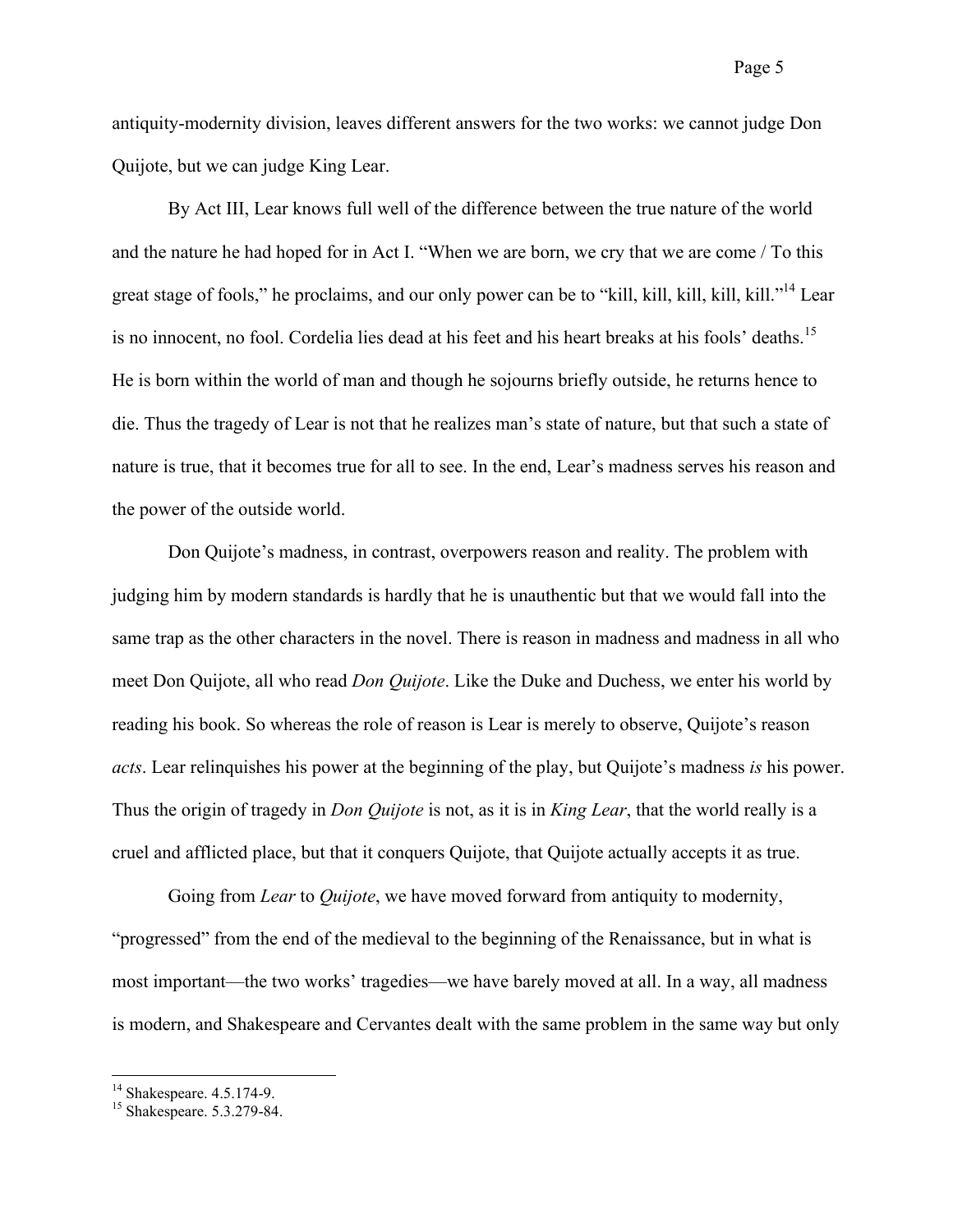antiquity-modernity division, leaves different answers for the two works: we cannot judge Don Quijote, but we can judge King Lear.

By Act III, Lear knows full well of the difference between the true nature of the world and the nature he had hoped for in Act I. "When we are born, we cry that we are come / To this great stage of fools," he proclaims, and our only power can be to "kill, kill, kill, kill, kill."[14] Lear is no innocent, no fool. Cordelia lies dead at his feet and his heart breaks at his fools' deaths.[15] He is born within the world of man and though he sojourns briefly outside, he returns hence to die. Thus the tragedy of Lear is not that he realizes man's state of nature, but that such a state of nature is true, that it becomes true for all to see. In the end, Lear's madness serves his reason and the power of the outside world.

Don Quijote's madness, in contrast, overpowers reason and reality. The problem with judging him by modern standards is hardly that he is unauthentic but that we would fall into the same trap as the other characters in the novel. There is reason in madness and madness in all who meet Don Quijote, all who read *Don Quijote*. Like the Duke and Duchess, we enter his world by reading his book. So whereas the role of reason is Lear is merely to observe, Quijote's reason *acts*. Lear relinquishes his power at the beginning of the play, but Quijote's madness *is* his power. Thus the origin of tragedy in *Don Quijote* is not, as it is in *King Lear*, that the world really is a cruel and afflicted place, but that it conquers Quijote, that Quijote actually accepts it as true.

Going from *Lear* to *Quijote*, we have moved forward from antiquity to modernity, "progressed" from the end of the medieval to the beginning of the Renaissance, but in what is most important—the two works' tragedies—we have barely moved at all. In a way, all madness is modern, and Shakespeare and Cervantes dealt with the same problem in the same way but only

---

[14] Shakespeare. 4.5.174-9.

[15] Shakespeare. 5.3.279-84.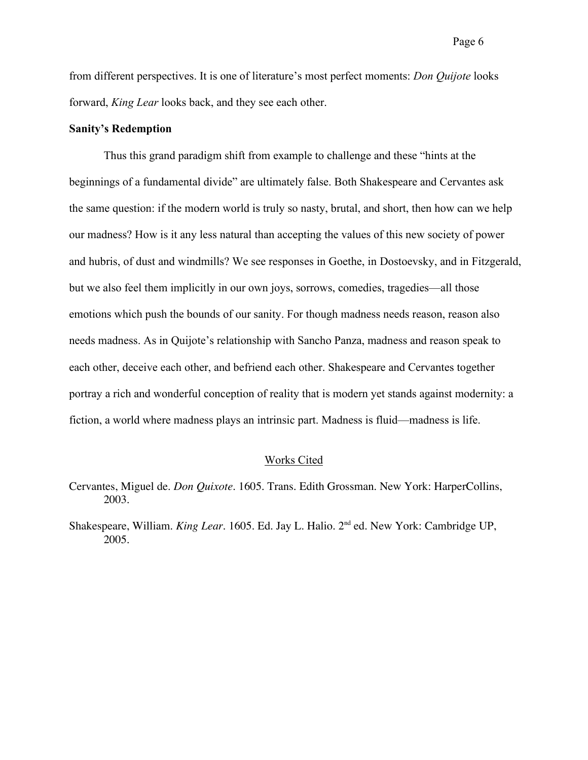from different perspectives. It is one of literature's most perfect moments: *Don Quijote* looks forward, *King Lear* looks back, and they see each other.

**Sanity's Redemption**

Thus this grand paradigm shift from example to challenge and these "hints at the beginnings of a fundamental divide" are ultimately false. Both Shakespeare and Cervantes ask the same question: if the modern world is truly so nasty, brutal, and short, then how can we help our madness? How is it any less natural than accepting the values of this new society of power and hubris, of dust and windmills? We see responses in Goethe, in Dostoevsky, and in Fitzgerald, but we also feel them implicitly in our own joys, sorrows, comedies, tragedies—all those emotions which push the bounds of our sanity. For though madness needs reason, reason also needs madness. As in Quijote's relationship with Sancho Panza, madness and reason speak to each other, deceive each other, and befriend each other. Shakespeare and Cervantes together portray a rich and wonderful conception of reality that is modern yet stands against modernity: a fiction, a world where madness plays an intrinsic part. Madness is fluid—madness is life.

## Works Cited

Cervantes, Miguel de. *Don Quixote*. 1605. Trans. Edith Grossman. New York: HarperCollins, 2003.

Shakespeare, William. *King Lear*. 1605. Ed. Jay L. Halio. 2nd ed. New York: Cambridge UP, 2005.